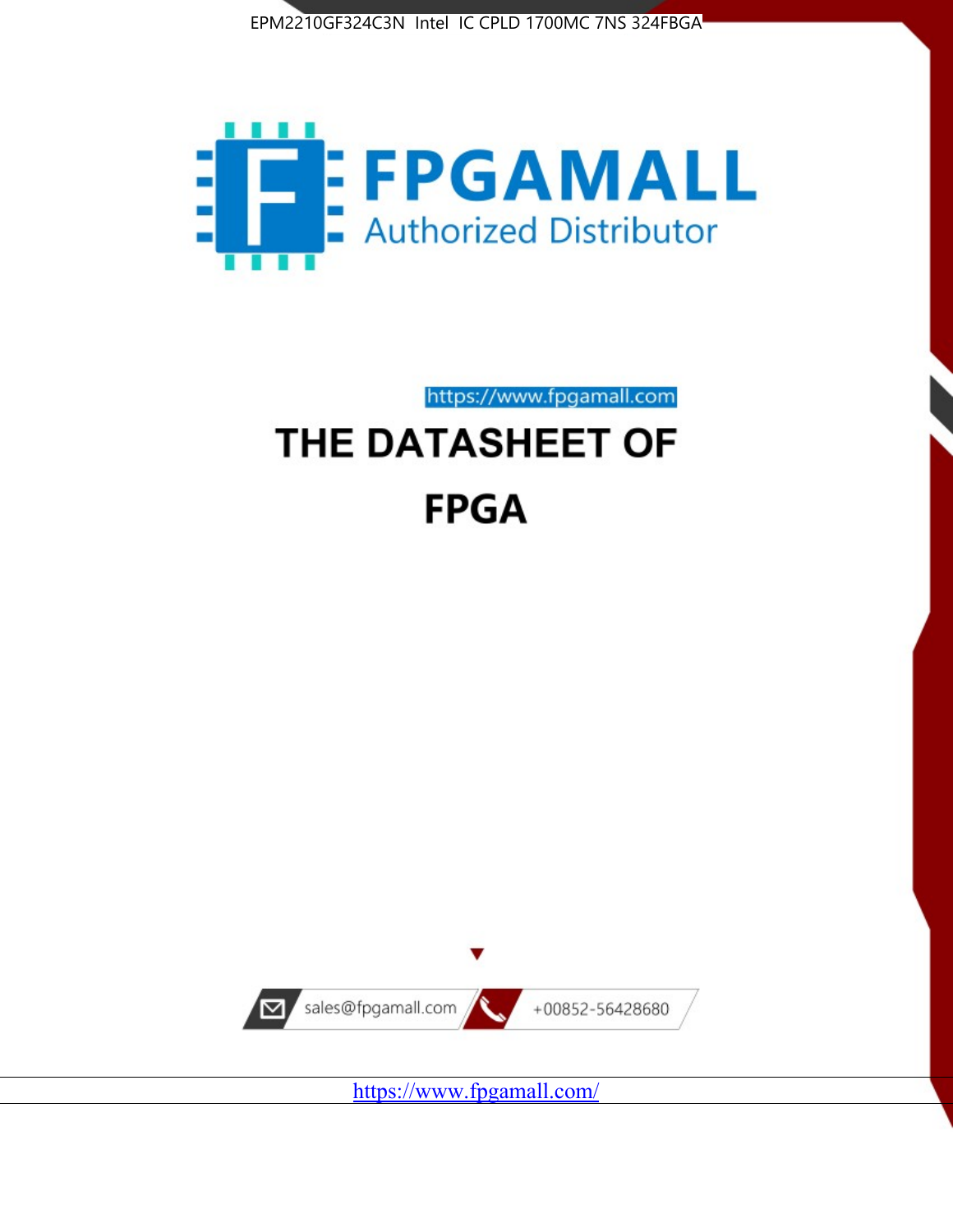EPM2210GF324C3N Intel IC CPLD 1700MC 7NS 324FBGA

FPGAMALL

Authorized Distributor

https://www.fpgamall.com

# THE DATASHEET OF

# FPGA

sales@fpgamall.com

+00852-56428680

https://www.fpgamall.com/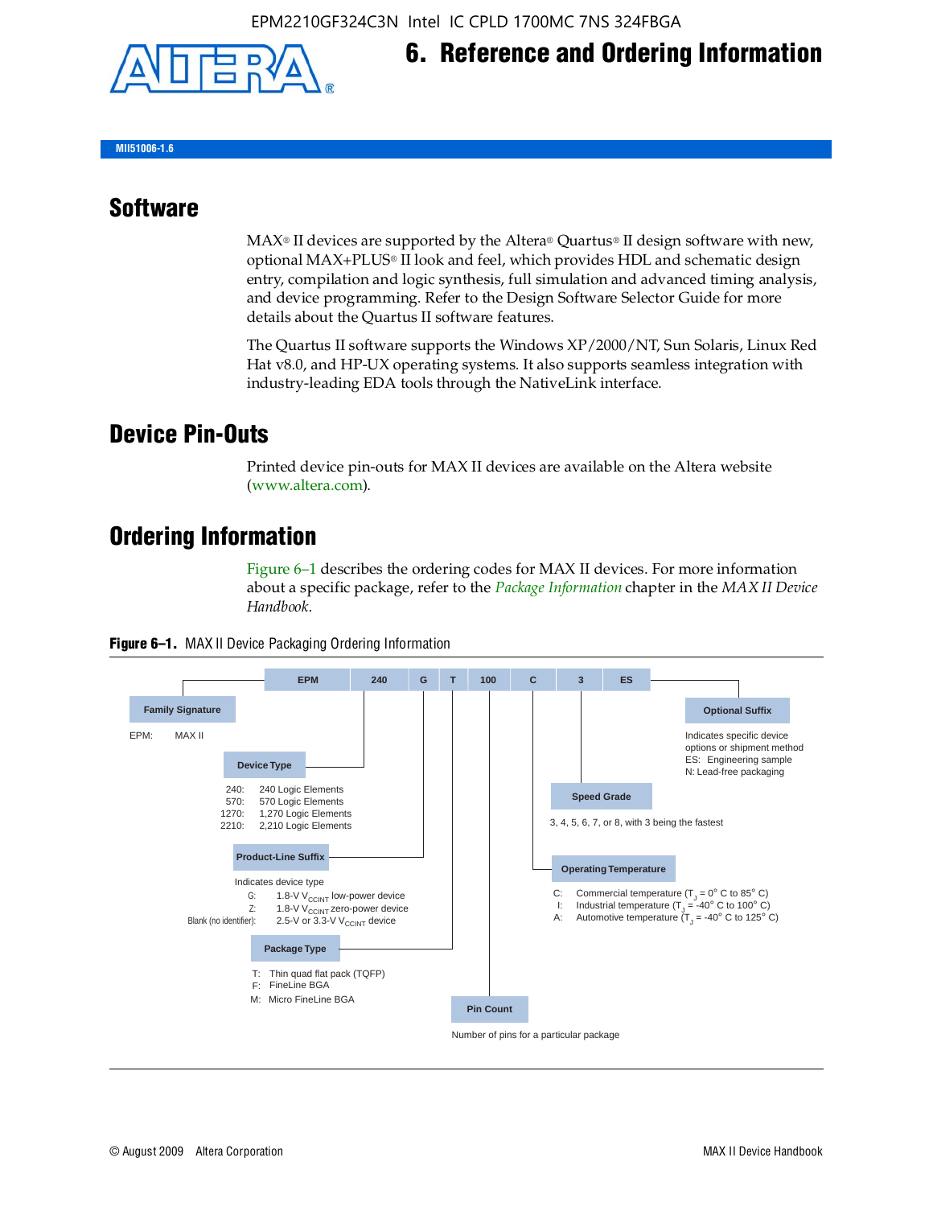# 6. Reference and Ordering Information

MII51006-1.6

## Software

MAX® II devices are supported by the Altera® Quartus® II design software with new, optional MAX+PLUS® II look and feel, which provides HDL and schematic design entry, compilation and logic synthesis, full simulation and advanced timing analysis, and device programming. Refer to the Design Software Selector Guide for more details about the Quartus II software features.

The Quartus II software supports the Windows XP/2000/NT, Sun Solaris, Linux Red Hat v8.0, and HP-UX operating systems. It also supports seamless integration with industry-leading EDA tools through the NativeLink interface.

## Device Pin-Outs

Printed device pin-outs for MAX II devices are available on the Altera website (www.altera.com).

## Ordering Information

Figure 6–1 describes the ordering codes for MAX II devices. For more information about a specific package, refer to the *Package Information* chapter in the *MAX II Device Handbook*.

**Figure 6–1.** MAX II Device Packaging Ordering Information

| EPM | 240 | G | T | 100 | C | 3 | ES |
|---|---|---|---|---|---|---|---|

**Family Signature**

EPM: MAX II

**Device Type**

- 240: 240 Logic Elements
- 570: 570 Logic Elements
- 1270: 1,270 Logic Elements
- 2210: 2,210 Logic Elements

**Product-Line Suffix**

Indicates device type

- G: 1.8-V $V_{CCINT}$ low-power device
- Z: 1.8-V $V_{CCINT}$ zero-power device
- Blank (no identifier): 2.5-V or 3.3-V $V_{CCINT}$ device

**Package Type**

- T: Thin quad flat pack (TQFP)
- F: FineLine BGA
- M: Micro FineLine BGA

**Pin Count**

Number of pins for a particular package

**Operating Temperature**

- C: Commercial temperature ($T_J$ = 0° C to 85° C)
- I: Industrial temperature ($T_J$ = -40° C to 100° C)
- A: Automotive temperature ($T_J$ = -40° C to 125° C)

**Speed Grade**

3, 4, 5, 6, 7, or 8, with 3 being the fastest

**Optional Suffix**

Indicates specific device options or shipment method

- ES: Engineering sample
- N: Lead-free packaging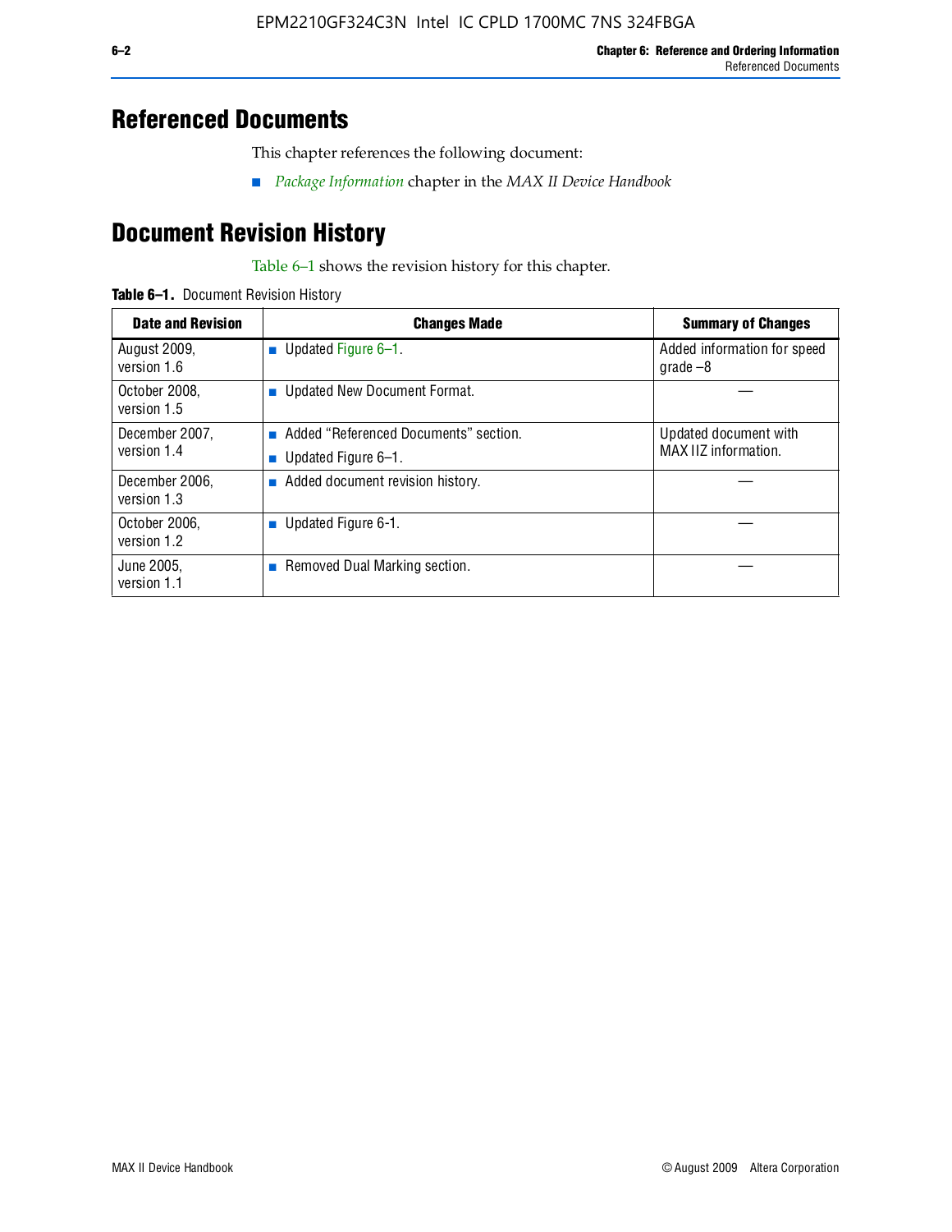# Referenced Documents

This chapter references the following document:

- *Package Information* chapter in the *MAX II Device Handbook*

# Document Revision History

Table 6–1 shows the revision history for this chapter.

**Table 6–1.** Document Revision History

| Date and Revision | Changes Made | Summary of Changes |
|---|---|---|
| August 2009, version 1.6 | ■ Updated Figure 6–1. | Added information for speed grade –8 |
| October 2008, version 1.5 | ■ Updated New Document Format. | — |
| December 2007, version 1.4 | ■ Added “Referenced Documents” section. ■ Updated Figure 6–1. | Updated document with MAX IIZ information. |
| December 2006, version 1.3 | ■ Added document revision history. | — |
| October 2006, version 1.2 | ■ Updated Figure 6-1. | — |
| June 2005, version 1.1 | ■ Removed Dual Marking section. | — |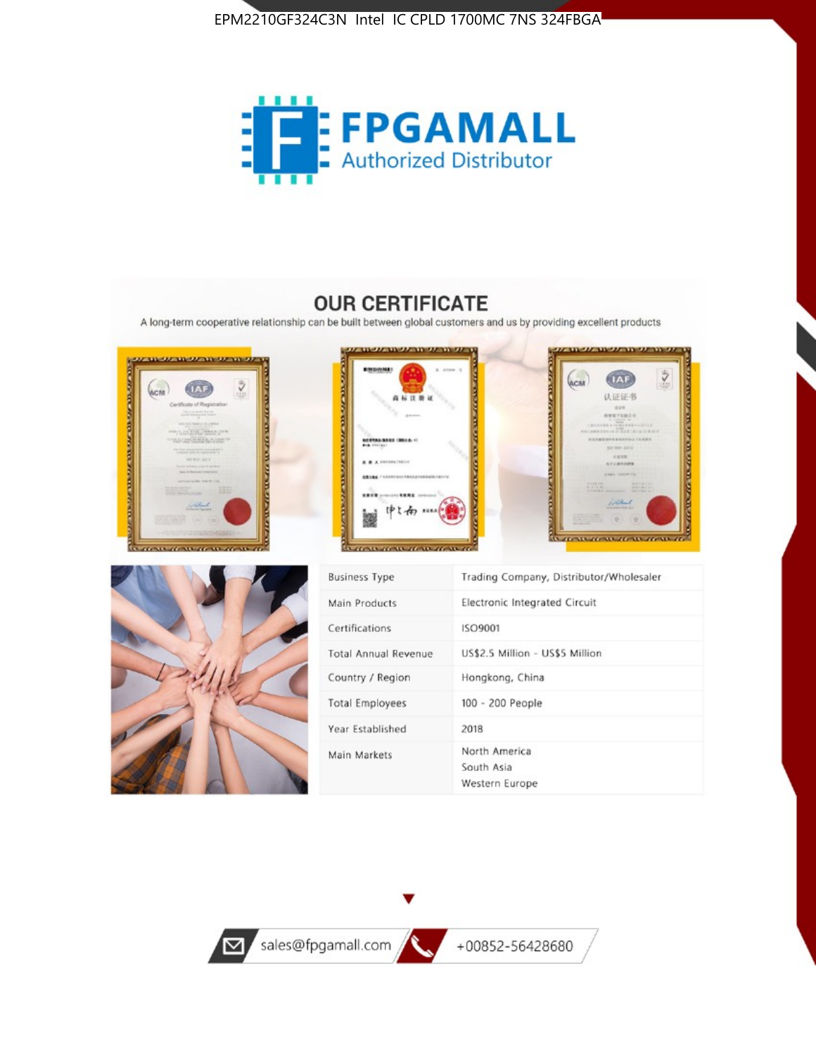FPGAMALL

Authorized Distributor

# OUR CERTIFICATE

A long-term cooperative relationship can be built between global customers and us by providing excellent products

| | |
|---|---|
| Business Type | Trading Company, Distributor/Wholesaler |
| Main Products | Electronic Integrated Circuit |
| Certifications | ISO9001 |
| Total Annual Revenue | US$2.5 Million - US$5 Million |
| Country / Region | Hongkong, China |
| Total Employees | 100 - 200 People |
| Year Established | 2018 |
| Main Markets | North America<br>South Asia<br>Western Europe |

sales@fpgamall.com

+00852-56428680